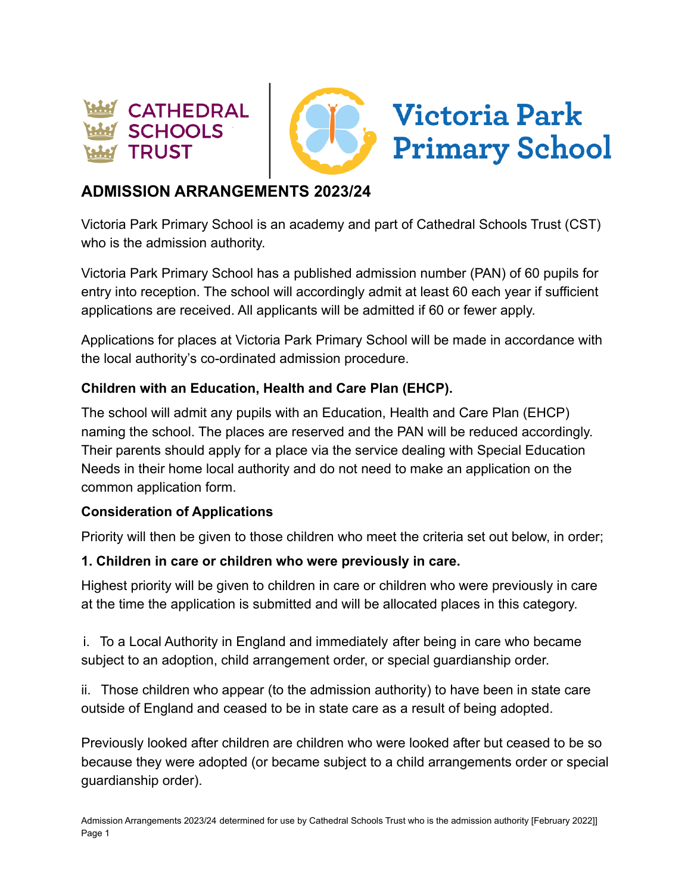# ADMISSION ARRANGEMENTS 2023/24

Victoria Park Primary School is an academy and part of Cathedral Schools Trust (CST) who is the admission authority.

Victoria Park Primary School has a published admission number (PAN) of 60 pupils for entry into reception. The school will accordingly admit at least 60 each year if sufficient applications are received. All applicants will be admitted if 60 or fewer apply.

Applications for places at Victoria Park Primary School will be made in accordance with the local authority's co-ordinated admission procedure.

**Children with an Education, Health and Care Plan (EHCP).**

The school will admit any pupils with an Education, Health and Care Plan (EHCP) naming the school. The places are reserved and the PAN will be reduced accordingly. Their parents should apply for a place via the service dealing with Special Education Needs in their home local authority and do not need to make an application on the common application form.

**Consideration of Applications**

Priority will then be given to those children who meet the criteria set out below, in order;

**1. Children in care or children who were previously in care.**

Highest priority will be given to children in care or children who were previously in care at the time the application is submitted and will be allocated places in this category.

i. To a Local Authority in England and immediately after being in care who became subject to an adoption, child arrangement order, or special guardianship order.

ii. Those children who appear (to the admission authority) to have been in state care outside of England and ceased to be in state care as a result of being adopted.

Previously looked after children are children who were looked after but ceased to be so because they were adopted (or became subject to a child arrangements order or special guardianship order).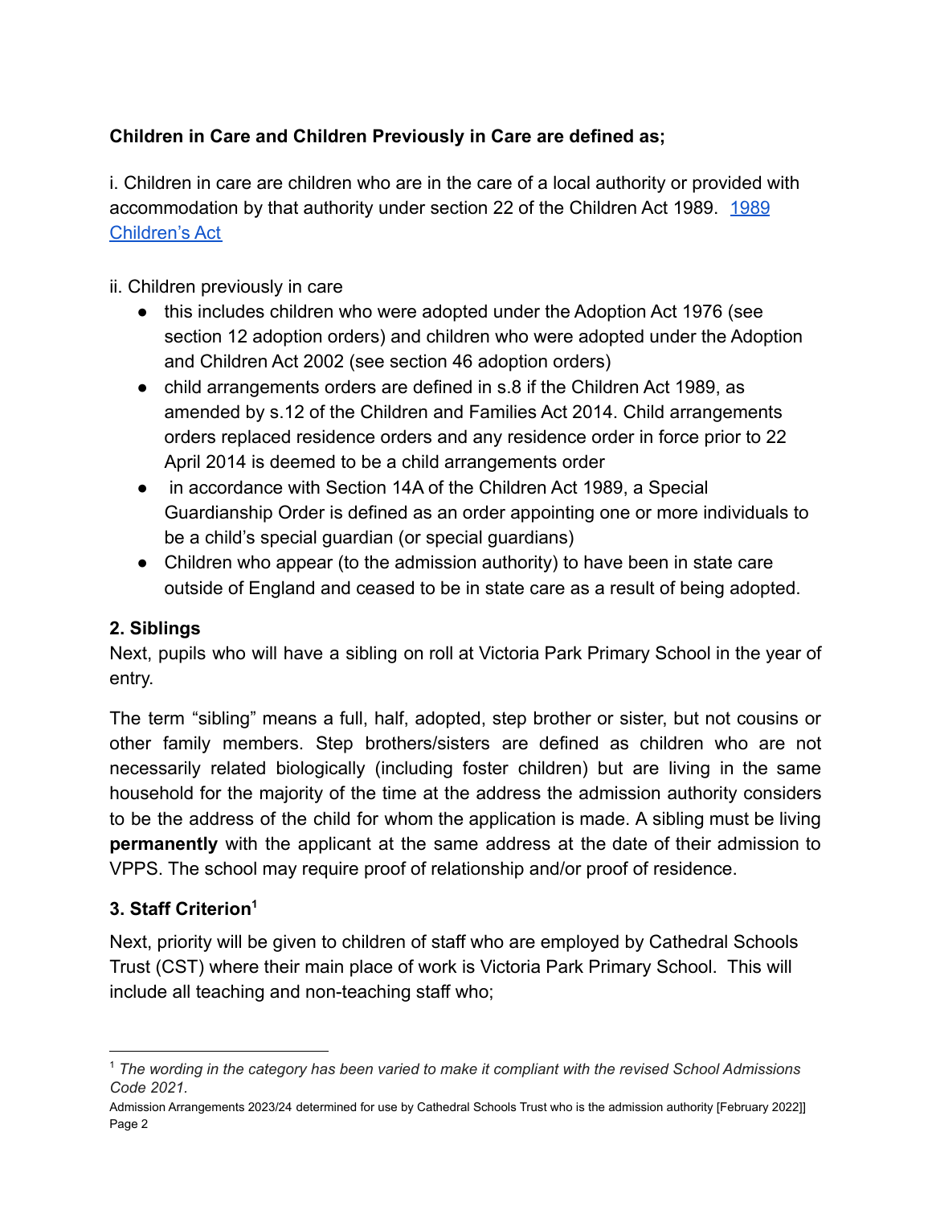**Children in Care and Children Previously in Care are defined as;**

i. Children in care are children who are in the care of a local authority or provided with accommodation by that authority under section 22 of the Children Act 1989. [1989 Children's Act]

ii. Children previously in care

- this includes children who were adopted under the Adoption Act 1976 (see section 12 adoption orders) and children who were adopted under the Adoption and Children Act 2002 (see section 46 adoption orders)
- child arrangements orders are defined in s.8 if the Children Act 1989, as amended by s.12 of the Children and Families Act 2014. Child arrangements orders replaced residence orders and any residence order in force prior to 22 April 2014 is deemed to be a child arrangements order
- in accordance with Section 14A of the Children Act 1989, a Special Guardianship Order is defined as an order appointing one or more individuals to be a child's special guardian (or special guardians)
- Children who appear (to the admission authority) to have been in state care outside of England and ceased to be in state care as a result of being adopted.

### 2. Siblings

Next, pupils who will have a sibling on roll at Victoria Park Primary School in the year of entry.

The term "sibling" means a full, half, adopted, step brother or sister, but not cousins or other family members. Step brothers/sisters are defined as children who are not necessarily related biologically (including foster children) but are living in the same household for the majority of the time at the address the admission authority considers to be the address of the child for whom the application is made. A sibling must be living **permanently** with the applicant at the same address at the date of their admission to VPPS. The school may require proof of relationship and/or proof of residence.

### 3. Staff Criterion[1]

Next, priority will be given to children of staff who are employed by Cathedral Schools Trust (CST) where their main place of work is Victoria Park Primary School. This will include all teaching and non-teaching staff who;

[1] *The wording in the category has been varied to make it compliant with the revised School Admissions Code 2021.*

Admission Arrangements 2023/24 determined for use by Cathedral Schools Trust who is the admission authority [February 2022]]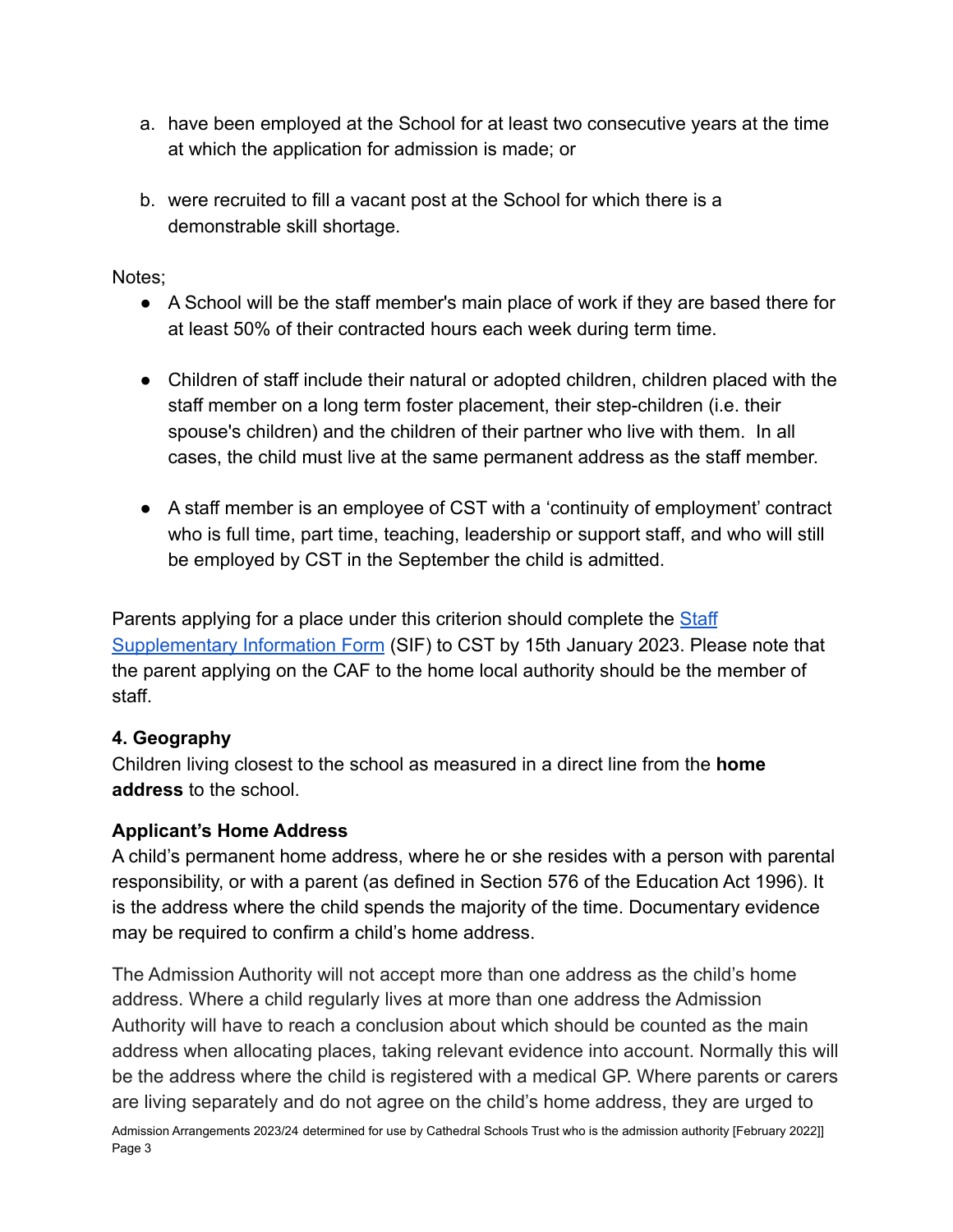a. have been employed at the School for at least two consecutive years at the time at which the application for admission is made; or

b. were recruited to fill a vacant post at the School for which there is a demonstrable skill shortage.

Notes;

- A School will be the staff member's main place of work if they are based there for at least 50% of their contracted hours each week during term time.

- Children of staff include their natural or adopted children, children placed with the staff member on a long term foster placement, their step-children (i.e. their spouse's children) and the children of their partner who live with them. In all cases, the child must live at the same permanent address as the staff member.

- A staff member is an employee of CST with a 'continuity of employment' contract who is full time, part time, teaching, leadership or support staff, and who will still be employed by CST in the September the child is admitted.

Parents applying for a place under this criterion should complete the [Staff Supplementary Information Form]() (SIF) to CST by 15th January 2023. Please note that the parent applying on the CAF to the home local authority should be the member of staff.

**4. Geography**

Children living closest to the school as measured in a direct line from the **home address** to the school.

**Applicant's Home Address**

A child's permanent home address, where he or she resides with a person with parental responsibility, or with a parent (as defined in Section 576 of the Education Act 1996). It is the address where the child spends the majority of the time. Documentary evidence may be required to confirm a child's home address.

The Admission Authority will not accept more than one address as the child's home address. Where a child regularly lives at more than one address the Admission Authority will have to reach a conclusion about which should be counted as the main address when allocating places, taking relevant evidence into account. Normally this will be the address where the child is registered with a medical GP. Where parents or carers are living separately and do not agree on the child's home address, they are urged to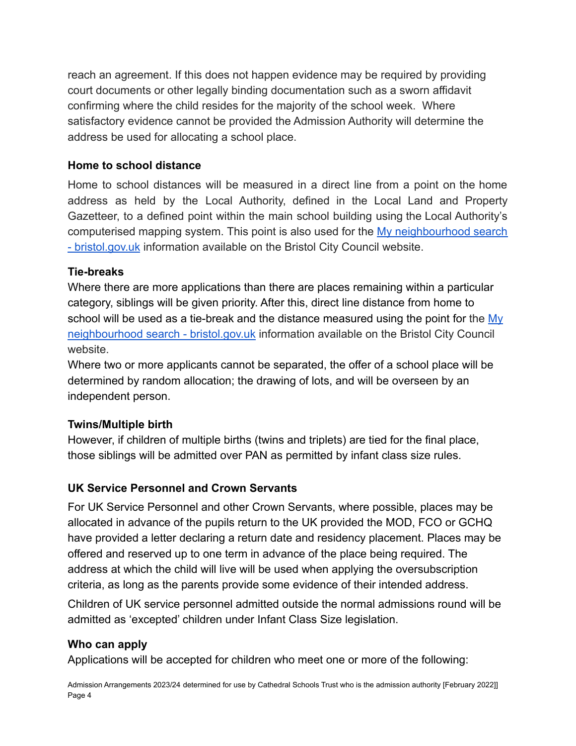reach an agreement. If this does not happen evidence may be required by providing court documents or other legally binding documentation such as a sworn affidavit confirming where the child resides for the majority of the school week. Where satisfactory evidence cannot be provided the Admission Authority will determine the address be used for allocating a school place.

**Home to school distance**

Home to school distances will be measured in a direct line from a point on the home address as held by the Local Authority, defined in the Local Land and Property Gazetteer, to a defined point within the main school building using the Local Authority's computerised mapping system. This point is also used for the [My neighbourhood search - bristol.gov.uk]() information available on the Bristol City Council website.

**Tie-breaks**

Where there are more applications than there are places remaining within a particular category, siblings will be given priority. After this, direct line distance from home to school will be used as a tie-break and the distance measured using the point for the [My neighbourhood search - bristol.gov.uk]() information available on the Bristol City Council website.

Where two or more applicants cannot be separated, the offer of a school place will be determined by random allocation; the drawing of lots, and will be overseen by an independent person.

**Twins/Multiple birth**

However, if children of multiple births (twins and triplets) are tied for the final place, those siblings will be admitted over PAN as permitted by infant class size rules.

**UK Service Personnel and Crown Servants**

For UK Service Personnel and other Crown Servants, where possible, places may be allocated in advance of the pupils return to the UK provided the MOD, FCO or GCHQ have provided a letter declaring a return date and residency placement. Places may be offered and reserved up to one term in advance of the place being required. The address at which the child will live will be used when applying the oversubscription criteria, as long as the parents provide some evidence of their intended address.

Children of UK service personnel admitted outside the normal admissions round will be admitted as 'excepted' children under Infant Class Size legislation.

**Who can apply**

Applications will be accepted for children who meet one or more of the following: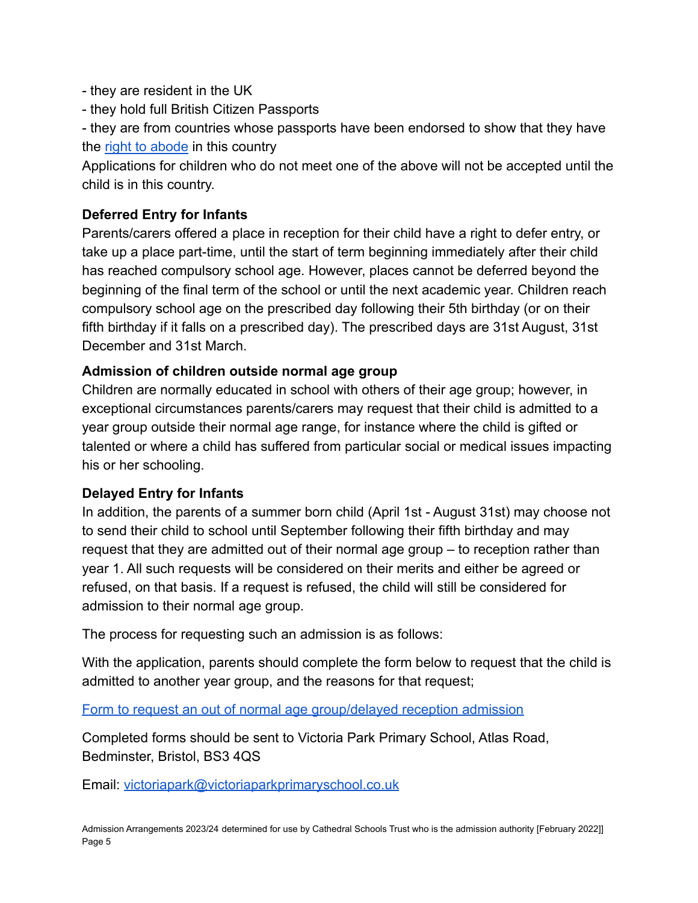- they are resident in the UK
- they hold full British Citizen Passports
- they are from countries whose passports have been endorsed to show that they have the [right to abode](#) in this country

Applications for children who do not meet one of the above will not be accepted until the child is in this country.

**Deferred Entry for Infants**

Parents/carers offered a place in reception for their child have a right to defer entry, or take up a place part-time, until the start of term beginning immediately after their child has reached compulsory school age. However, places cannot be deferred beyond the beginning of the final term of the school or until the next academic year. Children reach compulsory school age on the prescribed day following their 5th birthday (or on their fifth birthday if it falls on a prescribed day). The prescribed days are 31st August, 31st December and 31st March.

**Admission of children outside normal age group**

Children are normally educated in school with others of their age group; however, in exceptional circumstances parents/carers may request that their child is admitted to a year group outside their normal age range, for instance where the child is gifted or talented or where a child has suffered from particular social or medical issues impacting his or her schooling.

**Delayed Entry for Infants**

In addition, the parents of a summer born child (April 1st - August 31st) may choose not to send their child to school until September following their fifth birthday and may request that they are admitted out of their normal age group – to reception rather than year 1. All such requests will be considered on their merits and either be agreed or refused, on that basis. If a request is refused, the child will still be considered for admission to their normal age group.

The process for requesting such an admission is as follows:

With the application, parents should complete the form below to request that the child is admitted to another year group, and the reasons for that request;

[Form to request an out of normal age group/delayed reception admission](#)

Completed forms should be sent to Victoria Park Primary School, Atlas Road, Bedminster, Bristol, BS3 4QS

Email: [victoriapark@victoriaparkprimaryschool.co.uk](mailto:victoriapark@victoriaparkprimaryschool.co.uk)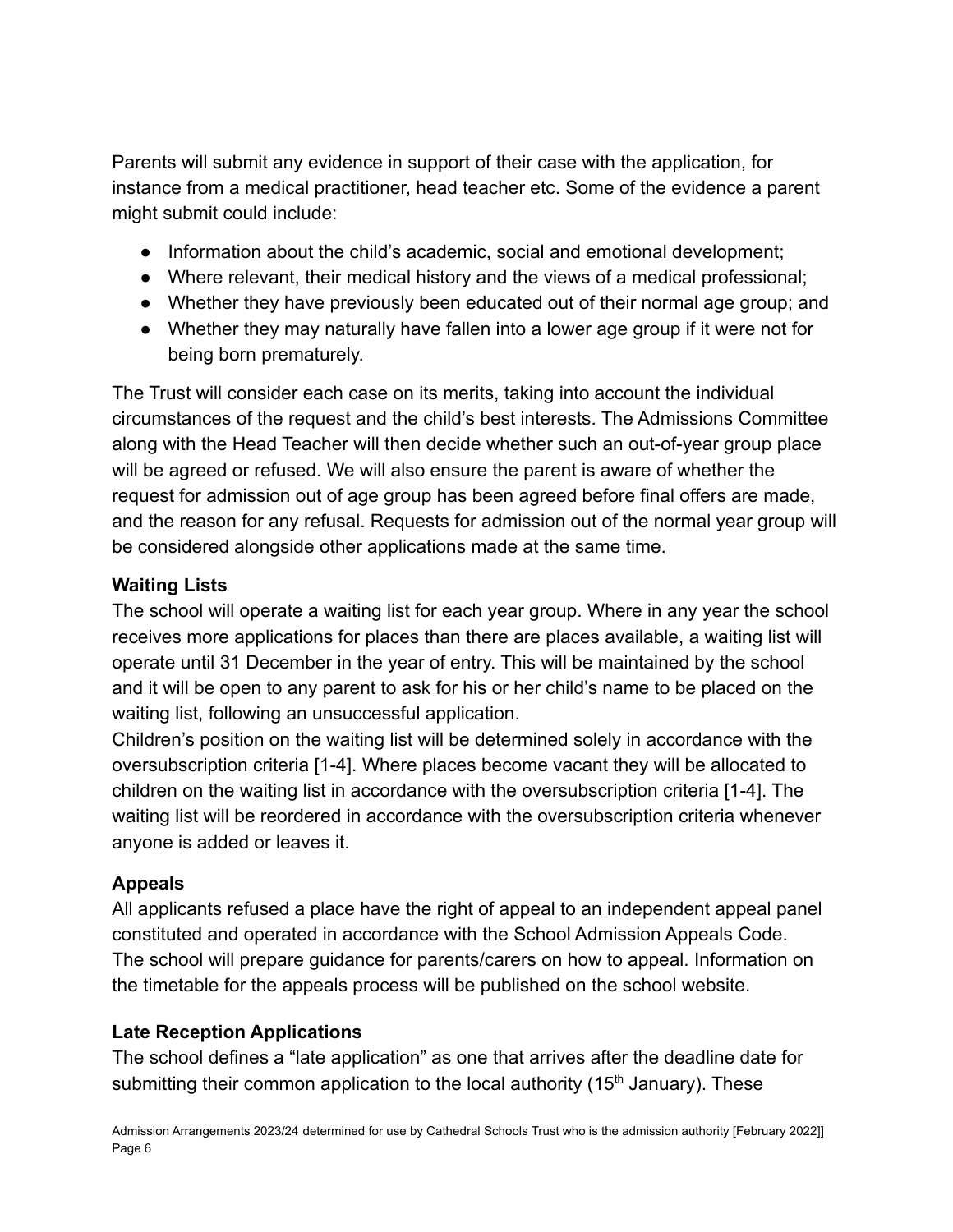Parents will submit any evidence in support of their case with the application, for instance from a medical practitioner, head teacher etc. Some of the evidence a parent might submit could include:

- Information about the child's academic, social and emotional development;
- Where relevant, their medical history and the views of a medical professional;
- Whether they have previously been educated out of their normal age group; and
- Whether they may naturally have fallen into a lower age group if it were not for being born prematurely.

The Trust will consider each case on its merits, taking into account the individual circumstances of the request and the child's best interests. The Admissions Committee along with the Head Teacher will then decide whether such an out-of-year group place will be agreed or refused. We will also ensure the parent is aware of whether the request for admission out of age group has been agreed before final offers are made, and the reason for any refusal. Requests for admission out of the normal year group will be considered alongside other applications made at the same time.

**Waiting Lists**

The school will operate a waiting list for each year group. Where in any year the school receives more applications for places than there are places available, a waiting list will operate until 31 December in the year of entry. This will be maintained by the school and it will be open to any parent to ask for his or her child's name to be placed on the waiting list, following an unsuccessful application.

Children's position on the waiting list will be determined solely in accordance with the oversubscription criteria [1-4]. Where places become vacant they will be allocated to children on the waiting list in accordance with the oversubscription criteria [1-4]. The waiting list will be reordered in accordance with the oversubscription criteria whenever anyone is added or leaves it.

**Appeals**

All applicants refused a place have the right of appeal to an independent appeal panel constituted and operated in accordance with the School Admission Appeals Code. The school will prepare guidance for parents/carers on how to appeal. Information on the timetable for the appeals process will be published on the school website.

**Late Reception Applications**

The school defines a "late application" as one that arrives after the deadline date for submitting their common application to the local authority (15th January). These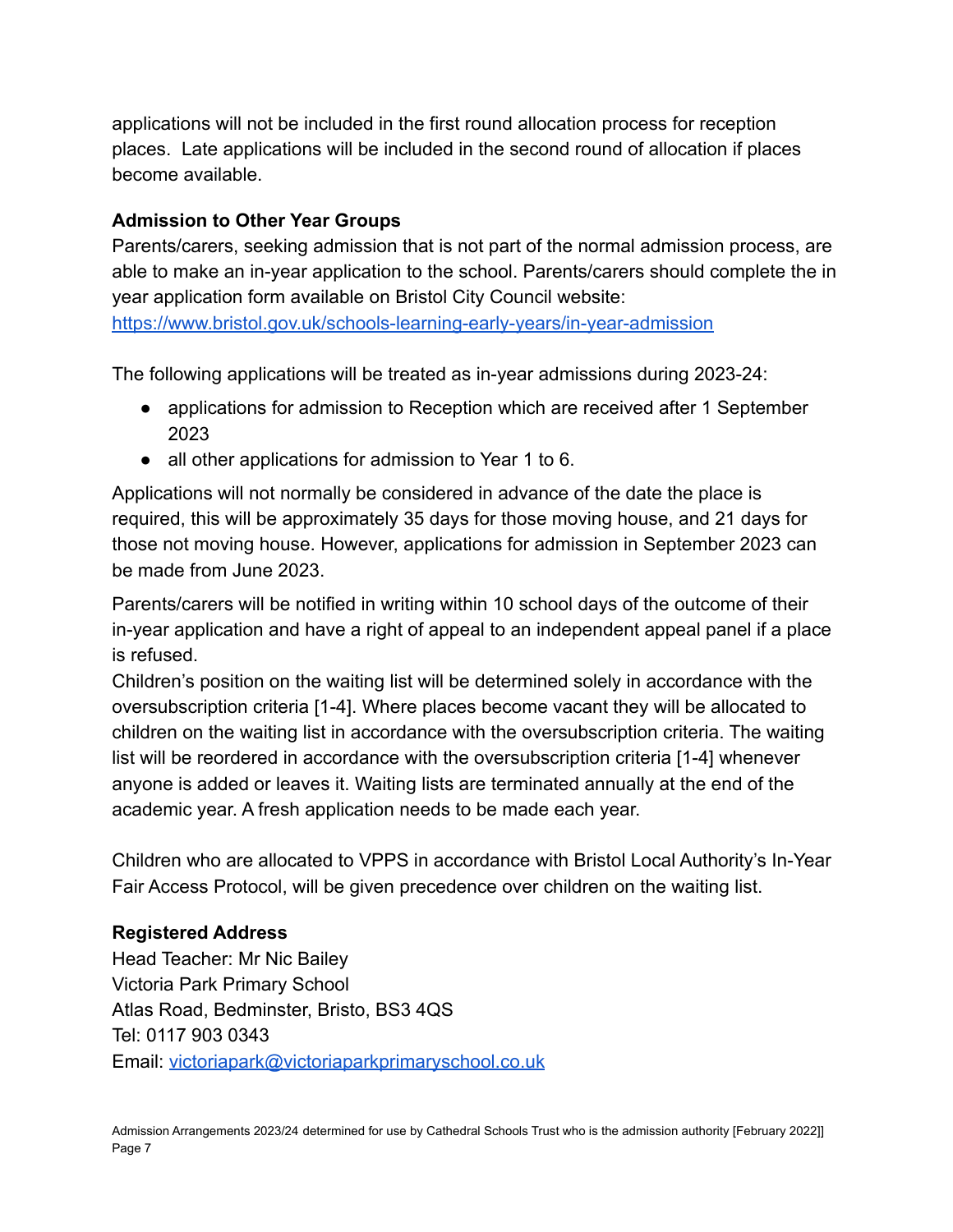applications will not be included in the first round allocation process for reception places. Late applications will be included in the second round of allocation if places become available.

**Admission to Other Year Groups**

Parents/carers, seeking admission that is not part of the normal admission process, are able to make an in-year application to the school. Parents/carers should complete the in year application form available on Bristol City Council website:
https://www.bristol.gov.uk/schools-learning-early-years/in-year-admission

The following applications will be treated as in-year admissions during 2023-24:

- applications for admission to Reception which are received after 1 September 2023
- all other applications for admission to Year 1 to 6.

Applications will not normally be considered in advance of the date the place is required, this will be approximately 35 days for those moving house, and 21 days for those not moving house. However, applications for admission in September 2023 can be made from June 2023.

Parents/carers will be notified in writing within 10 school days of the outcome of their in-year application and have a right of appeal to an independent appeal panel if a place is refused.

Children's position on the waiting list will be determined solely in accordance with the oversubscription criteria [1-4]. Where places become vacant they will be allocated to children on the waiting list in accordance with the oversubscription criteria. The waiting list will be reordered in accordance with the oversubscription criteria [1-4] whenever anyone is added or leaves it. Waiting lists are terminated annually at the end of the academic year. A fresh application needs to be made each year.

Children who are allocated to VPPS in accordance with Bristol Local Authority's In-Year Fair Access Protocol, will be given precedence over children on the waiting list.

**Registered Address**

Head Teacher: Mr Nic Bailey
Victoria Park Primary School
Atlas Road, Bedminster, Bristo, BS3 4QS
Tel: 0117 903 0343
Email: victoriapark@victoriaparkprimaryschool.co.uk